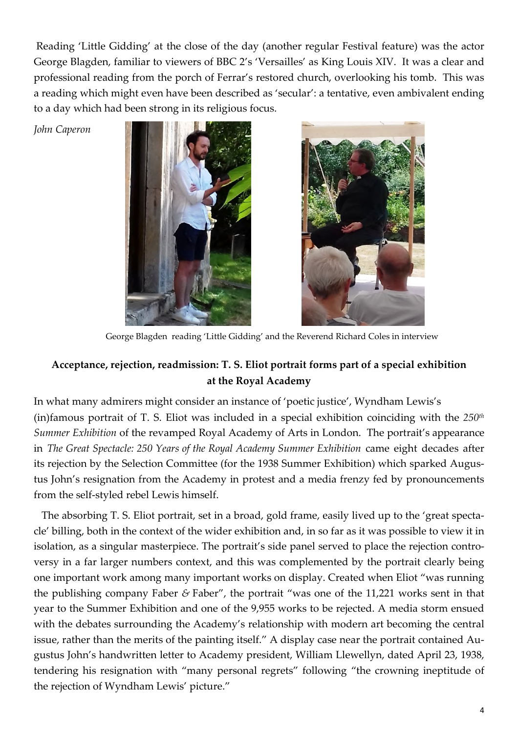Reading 'Little Gidding' at the close of the day (another regular Festival feature) was the actor George Blagden, familiar to viewers of BBC 2's 'Versailles' as King Louis XIV. It was a clear and professional reading from the porch of Ferrar's restored church, overlooking his tomb. This was a reading which might even have been described as 'secular': a tentative, even ambivalent ending to a day which had been strong in its religious focus.

*John Caperon*

George Blagden reading 'Little Gidding' and the Reverend Richard Coles in interview

**Acceptance, rejection, readmission: T. S. Eliot portrait forms part of a special exhibition at the Royal Academy**

In what many admirers might consider an instance of 'poetic justice', Wyndham Lewis's (in)famous portrait of T. S. Eliot was included in a special exhibition coinciding with the *250th Summer Exhibition* of the revamped Royal Academy of Arts in London. The portrait's appearance in *The Great Spectacle: 250 Years of the Royal Academy Summer Exhibition* came eight decades after its rejection by the Selection Committee (for the 1938 Summer Exhibition) which sparked Augustus John's resignation from the Academy in protest and a media frenzy fed by pronouncements from the self-styled rebel Lewis himself.

The absorbing T. S. Eliot portrait, set in a broad, gold frame, easily lived up to the 'great spectacle' billing, both in the context of the wider exhibition and, in so far as it was possible to view it in isolation, as a singular masterpiece. The portrait's side panel served to place the rejection controversy in a far larger numbers context, and this was complemented by the portrait clearly being one important work among many important works on display. Created when Eliot "was running the publishing company Faber & Faber", the portrait "was one of the 11,221 works sent in that year to the Summer Exhibition and one of the 9,955 works to be rejected. A media storm ensued with the debates surrounding the Academy's relationship with modern art becoming the central issue, rather than the merits of the painting itself." A display case near the portrait contained Augustus John's handwritten letter to Academy president, William Llewellyn, dated April 23, 1938, tendering his resignation with "many personal regrets" following "the crowning ineptitude of the rejection of Wyndham Lewis' picture."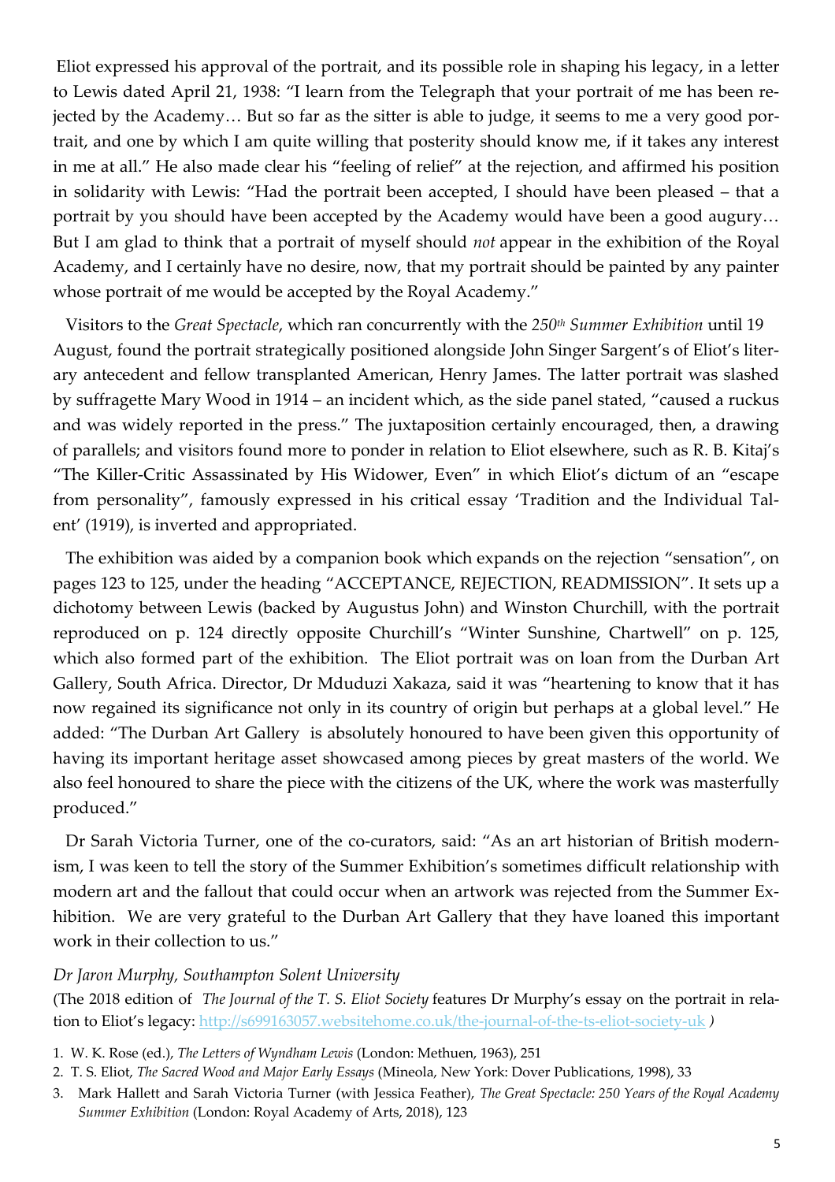Eliot expressed his approval of the portrait, and its possible role in shaping his legacy, in a letter to Lewis dated April 21, 1938: "I learn from the Telegraph that your portrait of me has been rejected by the Academy… But so far as the sitter is able to judge, it seems to me a very good portrait, and one by which I am quite willing that posterity should know me, if it takes any interest in me at all." He also made clear his "feeling of relief" at the rejection, and affirmed his position in solidarity with Lewis: "Had the portrait been accepted, I should have been pleased – that a portrait by you should have been accepted by the Academy would have been a good augury… But I am glad to think that a portrait of myself should *not* appear in the exhibition of the Royal Academy, and I certainly have no desire, now, that my portrait should be painted by any painter whose portrait of me would be accepted by the Royal Academy."

Visitors to the *Great Spectacle*, which ran concurrently with the *250th Summer Exhibition* until 19 August, found the portrait strategically positioned alongside John Singer Sargent's of Eliot's literary antecedent and fellow transplanted American, Henry James. The latter portrait was slashed by suffragette Mary Wood in 1914 – an incident which, as the side panel stated, "caused a ruckus and was widely reported in the press." The juxtaposition certainly encouraged, then, a drawing of parallels; and visitors found more to ponder in relation to Eliot elsewhere, such as R. B. Kitaj's "The Killer-Critic Assassinated by His Widower, Even" in which Eliot's dictum of an "escape from personality", famously expressed in his critical essay 'Tradition and the Individual Talent' (1919), is inverted and appropriated.

The exhibition was aided by a companion book which expands on the rejection "sensation", on pages 123 to 125, under the heading "ACCEPTANCE, REJECTION, READMISSION". It sets up a dichotomy between Lewis (backed by Augustus John) and Winston Churchill, with the portrait reproduced on p. 124 directly opposite Churchill's "Winter Sunshine, Chartwell" on p. 125, which also formed part of the exhibition. The Eliot portrait was on loan from the Durban Art Gallery, South Africa. Director, Dr Mduduzi Xakaza, said it was "heartening to know that it has now regained its significance not only in its country of origin but perhaps at a global level." He added: "The Durban Art Gallery is absolutely honoured to have been given this opportunity of having its important heritage asset showcased among pieces by great masters of the world. We also feel honoured to share the piece with the citizens of the UK, where the work was masterfully produced."

Dr Sarah Victoria Turner, one of the co-curators, said: "As an art historian of British modernism, I was keen to tell the story of the Summer Exhibition's sometimes difficult relationship with modern art and the fallout that could occur when an artwork was rejected from the Summer Exhibition. We are very grateful to the Durban Art Gallery that they have loaned this important work in their collection to us."

*Dr Jaron Murphy, Southampton Solent University*

(The 2018 edition of *The Journal of the T. S. Eliot Society* features Dr Murphy's essay on the portrait in relation to Eliot's legacy: http://s699163057.websitehome.co.uk/the-journal-of-the-ts-eliot-society-uk *)*

1. W. K. Rose (ed.), *The Letters of Wyndham Lewis* (London: Methuen, 1963), 251
2. T. S. Eliot, *The Sacred Wood and Major Early Essays* (Mineola, New York: Dover Publications, 1998), 33
3. Mark Hallett and Sarah Victoria Turner (with Jessica Feather), *The Great Spectacle: 250 Years of the Royal Academy Summer Exhibition* (London: Royal Academy of Arts, 2018), 123